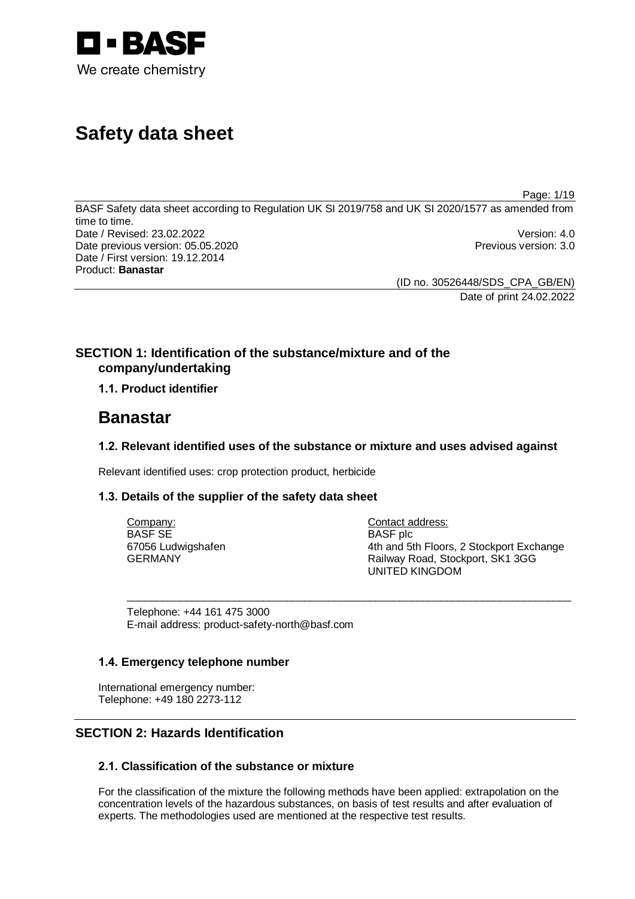# Safety data sheet

BASF Safety data sheet according to Regulation UK SI 2019/758 and UK SI 2020/1577 as amended from time to time.

Date / Revised: 23.02.2022 Version: 4.0
Date previous version: 05.05.2020 Previous version: 3.0
Date / First version: 19.12.2014
Product: **Banastar**

(ID no. 30526448/SDS_CPA_GB/EN)
Date of print 24.02.2022

## SECTION 1: Identification of the substance/mixture and of the company/undertaking

### 1.1. Product identifier

# Banastar

### 1.2. Relevant identified uses of the substance or mixture and uses advised against

Relevant identified uses: crop protection product, herbicide

### 1.3. Details of the supplier of the safety data sheet

Company:
BASF SE
67056 Ludwigshafen
GERMANY

Contact address:
BASF plc
4th and 5th Floors, 2 Stockport Exchange
Railway Road, Stockport, SK1 3GG
UNITED KINGDOM

Telephone: +44 161 475 3000
E-mail address: product-safety-north@basf.com

### 1.4. Emergency telephone number

International emergency number:
Telephone: +49 180 2273-112

## SECTION 2: Hazards Identification

### 2.1. Classification of the substance or mixture

For the classification of the mixture the following methods have been applied: extrapolation on the concentration levels of the hazardous substances, on basis of test results and after evaluation of experts. The methodologies used are mentioned at the respective test results.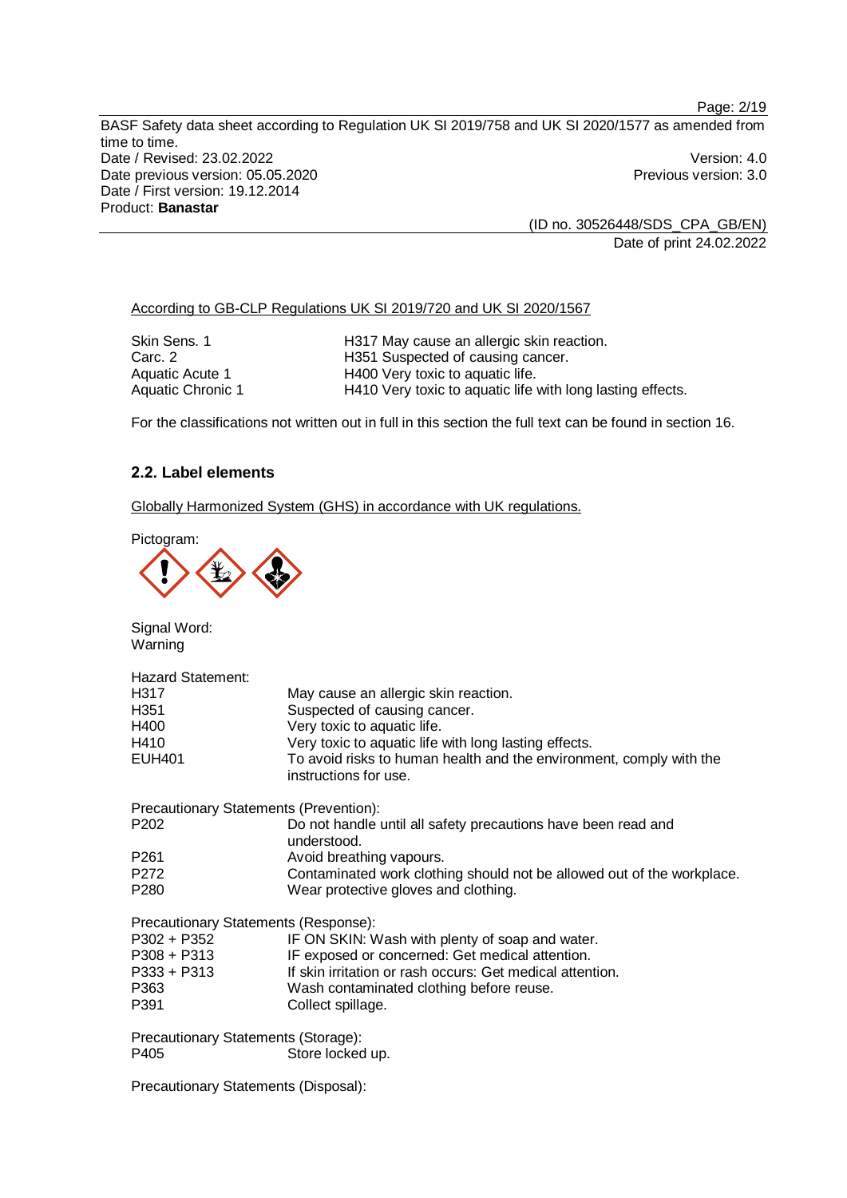According to GB-CLP Regulations UK SI 2019/720 and UK SI 2020/1567

| | |
|---|---|
| Skin Sens. 1 | H317 May cause an allergic skin reaction. |
| Carc. 2 | H351 Suspected of causing cancer. |
| Aquatic Acute 1 | H400 Very toxic to aquatic life. |
| Aquatic Chronic 1 | H410 Very toxic to aquatic life with long lasting effects. |

For the classifications not written out in full in this section the full text can be found in section 16.

## 2.2. Label elements

Globally Harmonized System (GHS) in accordance with UK regulations.

Pictogram:

Signal Word:
Warning

Hazard Statement:

| | |
|---|---|
| H317 | May cause an allergic skin reaction. |
| H351 | Suspected of causing cancer. |
| H400 | Very toxic to aquatic life. |
| H410 | Very toxic to aquatic life with long lasting effects. |
| EUH401 | To avoid risks to human health and the environment, comply with the instructions for use. |

Precautionary Statements (Prevention):

| | |
|---|---|
| P202 | Do not handle until all safety precautions have been read and understood. |
| P261 | Avoid breathing vapours. |
| P272 | Contaminated work clothing should not be allowed out of the workplace. |
| P280 | Wear protective gloves and clothing. |

Precautionary Statements (Response):

| | |
|---|---|
| P302 + P352 | IF ON SKIN: Wash with plenty of soap and water. |
| P308 + P313 | IF exposed or concerned: Get medical attention. |
| P333 + P313 | If skin irritation or rash occurs: Get medical attention. |
| P363 | Wash contaminated clothing before reuse. |
| P391 | Collect spillage. |

Precautionary Statements (Storage):

| | |
|---|---|
| P405 | Store locked up. |

Precautionary Statements (Disposal):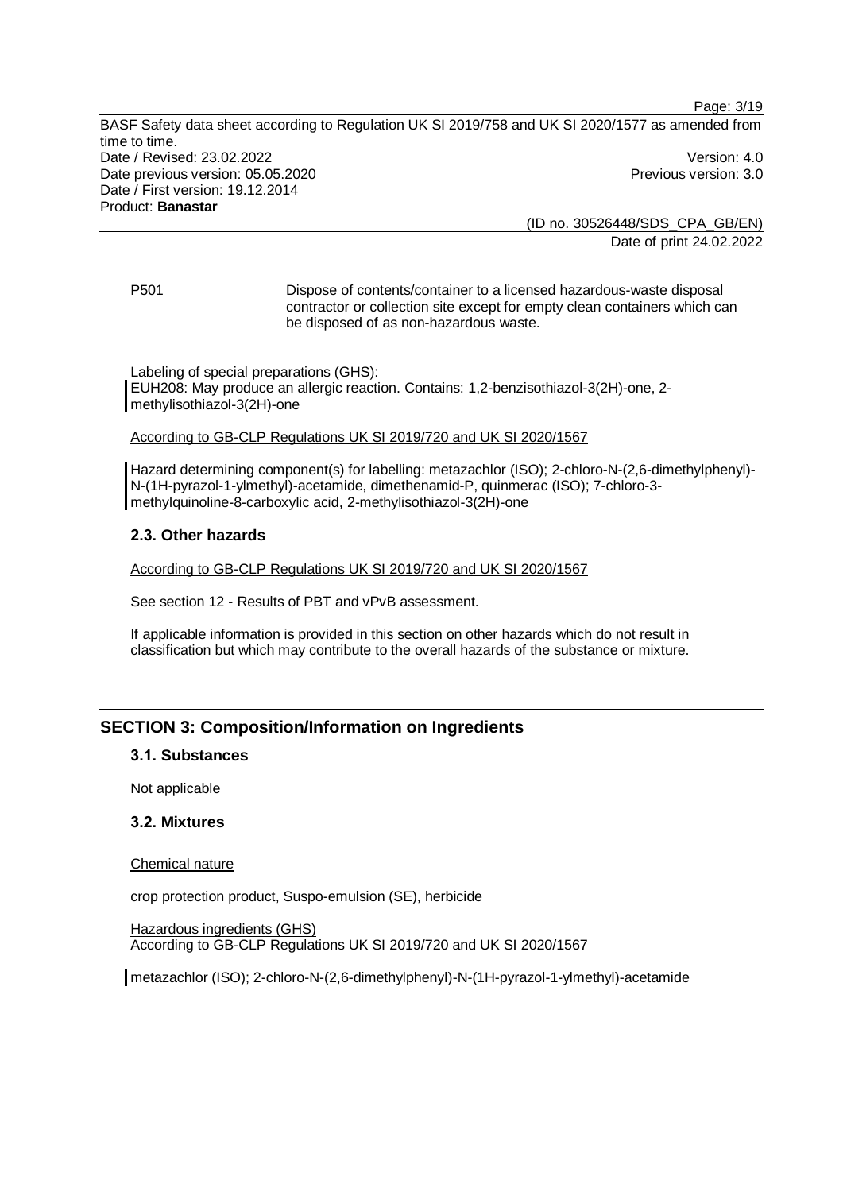P501 Dispose of contents/container to a licensed hazardous-waste disposal contractor or collection site except for empty clean containers which can be disposed of as non-hazardous waste.

Labeling of special preparations (GHS):
EUH208: May produce an allergic reaction. Contains: 1,2-benzisothiazol-3(2H)-one, 2-methylisothiazol-3(2H)-one

According to GB-CLP Regulations UK SI 2019/720 and UK SI 2020/1567

Hazard determining component(s) for labelling: metazachlor (ISO); 2-chloro-N-(2,6-dimethylphenyl)-N-(1H-pyrazol-1-ylmethyl)-acetamide, dimethenamid-P, quinmerac (ISO); 7-chloro-3-methylquinoline-8-carboxylic acid, 2-methylisothiazol-3(2H)-one

### 2.3. Other hazards

According to GB-CLP Regulations UK SI 2019/720 and UK SI 2020/1567

See section 12 - Results of PBT and vPvB assessment.

If applicable information is provided in this section on other hazards which do not result in classification but which may contribute to the overall hazards of the substance or mixture.

## SECTION 3: Composition/Information on Ingredients

### 3.1. Substances

Not applicable

### 3.2. Mixtures

Chemical nature

crop protection product, Suspo-emulsion (SE), herbicide

Hazardous ingredients (GHS)
According to GB-CLP Regulations UK SI 2019/720 and UK SI 2020/1567

metazachlor (ISO); 2-chloro-N-(2,6-dimethylphenyl)-N-(1H-pyrazol-1-ylmethyl)-acetamide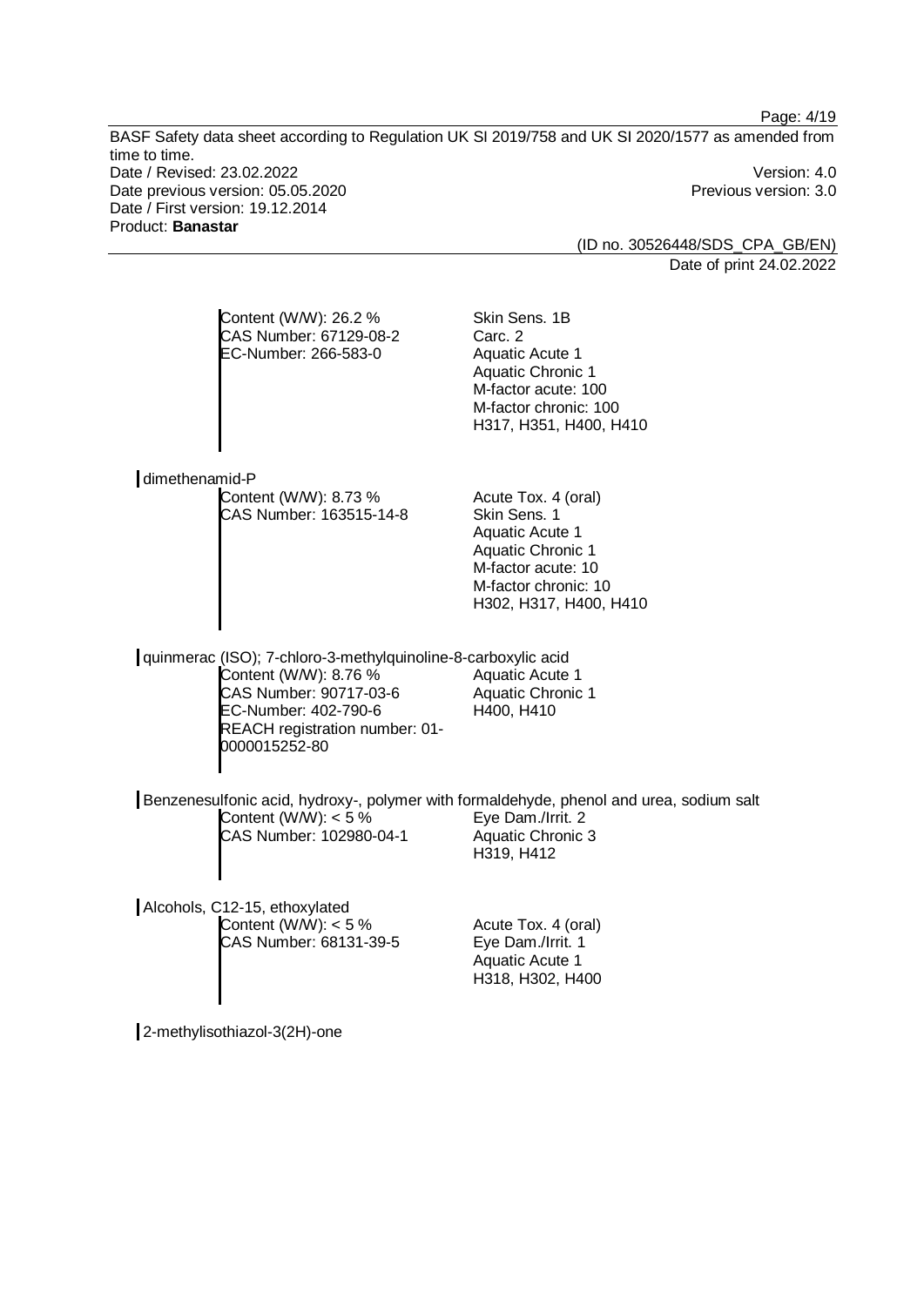Content (W/W): 26.2 %
CAS Number: 67129-08-2
EC-Number: 266-583-0

Skin Sens. 1B
Carc. 2
Aquatic Acute 1
Aquatic Chronic 1
M-factor acute: 100
M-factor chronic: 100
H317, H351, H400, H410

dimethenamid-P

Content (W/W): 8.73 %
CAS Number: 163515-14-8

Acute Tox. 4 (oral)
Skin Sens. 1
Aquatic Acute 1
Aquatic Chronic 1
M-factor acute: 10
M-factor chronic: 10
H302, H317, H400, H410

quinmerac (ISO); 7-chloro-3-methylquinoline-8-carboxylic acid

Content (W/W): 8.76 %
CAS Number: 90717-03-6
EC-Number: 402-790-6
REACH registration number: 01-0000015252-80

Aquatic Acute 1
Aquatic Chronic 1
H400, H410

Benzenesulfonic acid, hydroxy-, polymer with formaldehyde, phenol and urea, sodium salt

Content (W/W): < 5 %
CAS Number: 102980-04-1

Eye Dam./Irrit. 2
Aquatic Chronic 3
H319, H412

Alcohols, C12-15, ethoxylated

Content (W/W): < 5 %
CAS Number: 68131-39-5

Acute Tox. 4 (oral)
Eye Dam./Irrit. 1
Aquatic Acute 1
H318, H302, H400

2-methylisothiazol-3(2H)-one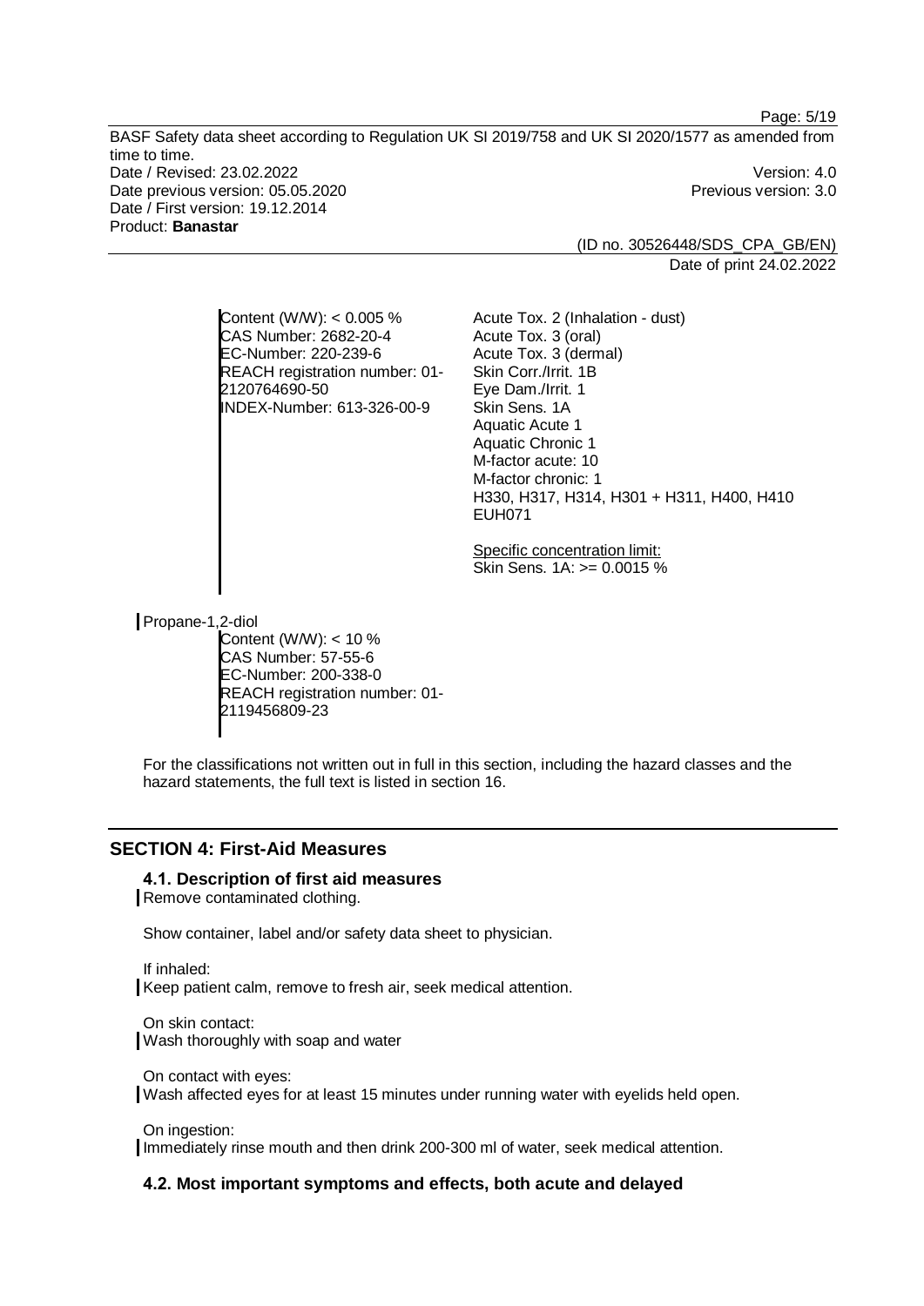| | |
|---|---|
| Content (W/W): < 0.005 %<br>CAS Number: 2682-20-4<br>EC-Number: 220-239-6<br>REACH registration number: 01-2120764690-50<br>INDEX-Number: 613-326-00-9 | Acute Tox. 2 (Inhalation - dust)<br>Acute Tox. 3 (oral)<br>Acute Tox. 3 (dermal)<br>Skin Corr./Irrit. 1B<br>Eye Dam./Irrit. 1<br>Skin Sens. 1A<br>Aquatic Acute 1<br>Aquatic Chronic 1<br>M-factor acute: 10<br>M-factor chronic: 1<br>H330, H317, H314, H301 + H311, H400, H410<br>EUH071<br><br>Specific concentration limit:<br>Skin Sens. 1A: >= 0.0015 % |

Propane-1,2-diol

Content (W/W): < 10 %
CAS Number: 57-55-6
EC-Number: 200-338-0
REACH registration number: 01-2119456809-23

For the classifications not written out in full in this section, including the hazard classes and the hazard statements, the full text is listed in section 16.

## SECTION 4: First-Aid Measures

### 4.1. Description of first aid measures

Remove contaminated clothing.

Show container, label and/or safety data sheet to physician.

If inhaled:
Keep patient calm, remove to fresh air, seek medical attention.

On skin contact:
Wash thoroughly with soap and water

On contact with eyes:
Wash affected eyes for at least 15 minutes under running water with eyelids held open.

On ingestion:
Immediately rinse mouth and then drink 200-300 ml of water, seek medical attention.

### 4.2. Most important symptoms and effects, both acute and delayed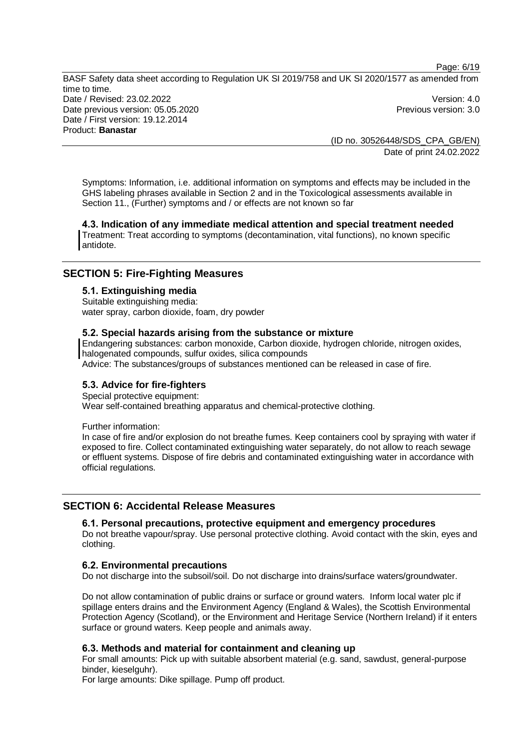Symptoms: Information, i.e. additional information on symptoms and effects may be included in the GHS labeling phrases available in Section 2 and in the Toxicological assessments available in Section 11., (Further) symptoms and / or effects are not known so far

### 4.3. Indication of any immediate medical attention and special treatment needed

Treatment: Treat according to symptoms (decontamination, vital functions), no known specific antidote.

## SECTION 5: Fire-Fighting Measures

### 5.1. Extinguishing media

Suitable extinguishing media:
water spray, carbon dioxide, foam, dry powder

### 5.2. Special hazards arising from the substance or mixture

Endangering substances: carbon monoxide, Carbon dioxide, hydrogen chloride, nitrogen oxides, halogenated compounds, sulfur oxides, silica compounds
Advice: The substances/groups of substances mentioned can be released in case of fire.

### 5.3. Advice for fire-fighters

Special protective equipment:
Wear self-contained breathing apparatus and chemical-protective clothing.

Further information:
In case of fire and/or explosion do not breathe fumes. Keep containers cool by spraying with water if exposed to fire. Collect contaminated extinguishing water separately, do not allow to reach sewage or effluent systems. Dispose of fire debris and contaminated extinguishing water in accordance with official regulations.

## SECTION 6: Accidental Release Measures

### 6.1. Personal precautions, protective equipment and emergency procedures

Do not breathe vapour/spray. Use personal protective clothing. Avoid contact with the skin, eyes and clothing.

### 6.2. Environmental precautions

Do not discharge into the subsoil/soil. Do not discharge into drains/surface waters/groundwater.

Do not allow contamination of public drains or surface or ground waters. Inform local water plc if spillage enters drains and the Environment Agency (England & Wales), the Scottish Environmental Protection Agency (Scotland), or the Environment and Heritage Service (Northern Ireland) if it enters surface or ground waters. Keep people and animals away.

### 6.3. Methods and material for containment and cleaning up

For small amounts: Pick up with suitable absorbent material (e.g. sand, sawdust, general-purpose binder, kieselguhr).
For large amounts: Dike spillage. Pump off product.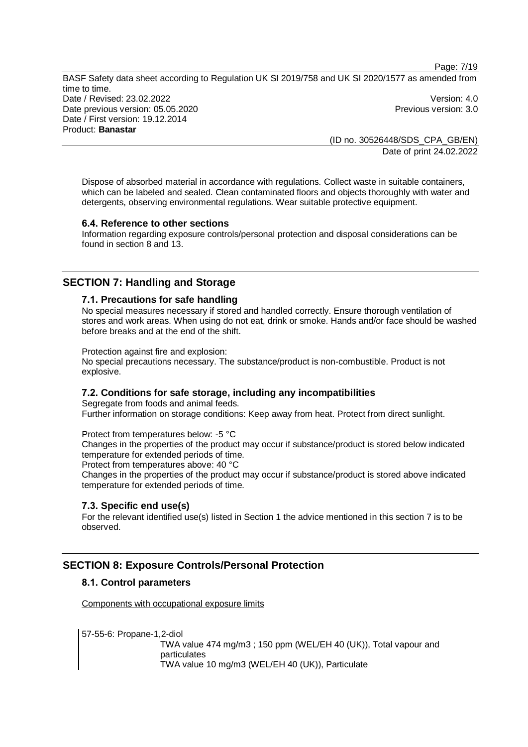Dispose of absorbed material in accordance with regulations. Collect waste in suitable containers, which can be labeled and sealed. Clean contaminated floors and objects thoroughly with water and detergents, observing environmental regulations. Wear suitable protective equipment.

### 6.4. Reference to other sections

Information regarding exposure controls/personal protection and disposal considerations can be found in section 8 and 13.

## SECTION 7: Handling and Storage

### 7.1. Precautions for safe handling

No special measures necessary if stored and handled correctly. Ensure thorough ventilation of stores and work areas. When using do not eat, drink or smoke. Hands and/or face should be washed before breaks and at the end of the shift.

Protection against fire and explosion:
No special precautions necessary. The substance/product is non-combustible. Product is not explosive.

### 7.2. Conditions for safe storage, including any incompatibilities

Segregate from foods and animal feeds.
Further information on storage conditions: Keep away from heat. Protect from direct sunlight.

Protect from temperatures below: -5 °C
Changes in the properties of the product may occur if substance/product is stored below indicated temperature for extended periods of time.
Protect from temperatures above: 40 °C
Changes in the properties of the product may occur if substance/product is stored above indicated temperature for extended periods of time.

### 7.3. Specific end use(s)

For the relevant identified use(s) listed in Section 1 the advice mentioned in this section 7 is to be observed.

## SECTION 8: Exposure Controls/Personal Protection

### 8.1. Control parameters

Components with occupational exposure limits

57-55-6: Propane-1,2-diol
TWA value 474 mg/m3 ; 150 ppm (WEL/EH 40 (UK)), Total vapour and particulates
TWA value 10 mg/m3 (WEL/EH 40 (UK)), Particulate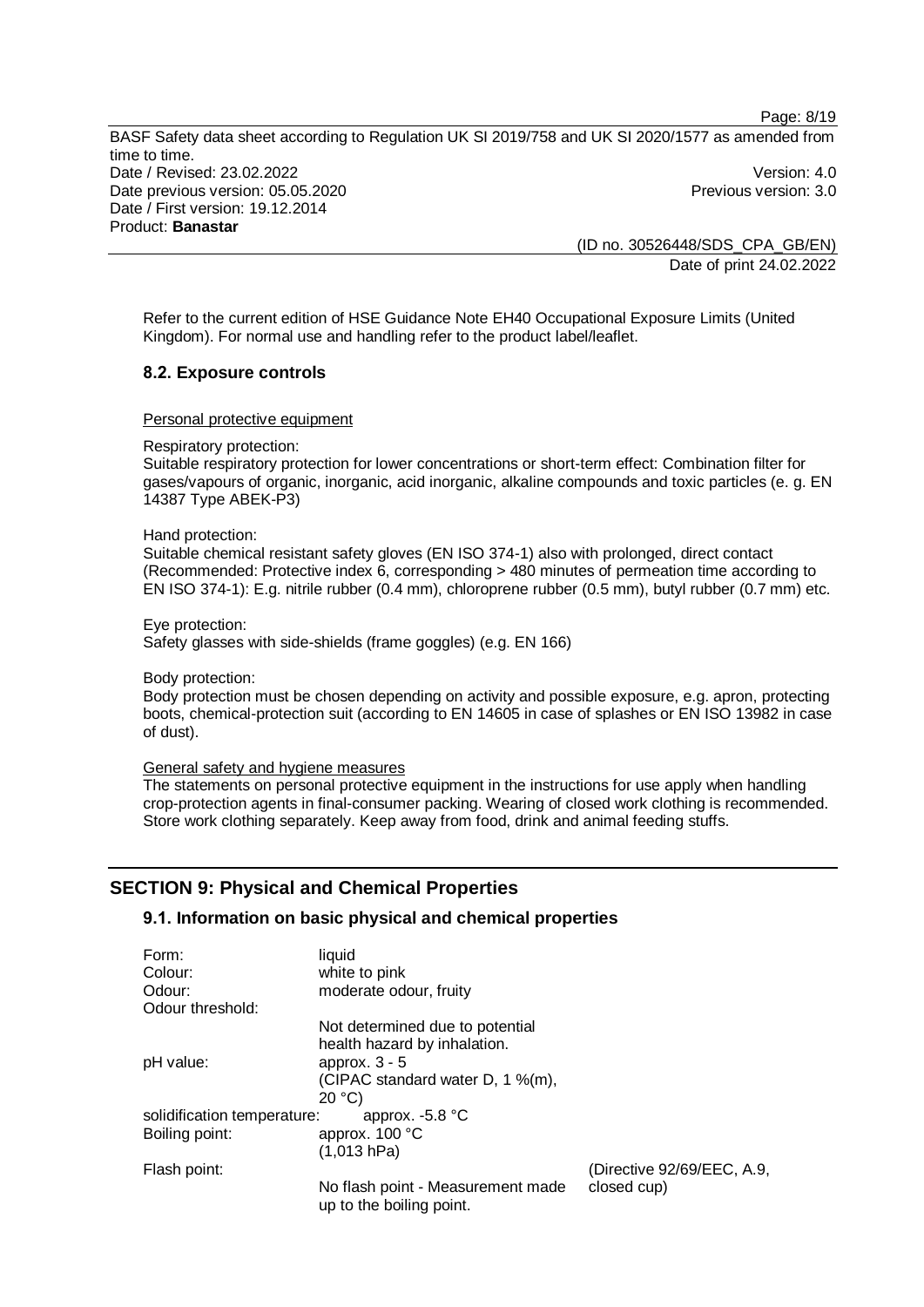Refer to the current edition of HSE Guidance Note EH40 Occupational Exposure Limits (United Kingdom). For normal use and handling refer to the product label/leaflet.

### 8.2. Exposure controls

Personal protective equipment

Respiratory protection:
Suitable respiratory protection for lower concentrations or short-term effect: Combination filter for gases/vapours of organic, inorganic, acid inorganic, alkaline compounds and toxic particles (e. g. EN 14387 Type ABEK-P3)

Hand protection:
Suitable chemical resistant safety gloves (EN ISO 374-1) also with prolonged, direct contact (Recommended: Protective index 6, corresponding > 480 minutes of permeation time according to EN ISO 374-1): E.g. nitrile rubber (0.4 mm), chloroprene rubber (0.5 mm), butyl rubber (0.7 mm) etc.

Eye protection:
Safety glasses with side-shields (frame goggles) (e.g. EN 166)

Body protection:
Body protection must be chosen depending on activity and possible exposure, e.g. apron, protecting boots, chemical-protection suit (according to EN 14605 in case of splashes or EN ISO 13982 in case of dust).

General safety and hygiene measures
The statements on personal protective equipment in the instructions for use apply when handling crop-protection agents in final-consumer packing. Wearing of closed work clothing is recommended. Store work clothing separately. Keep away from food, drink and animal feeding stuffs.

## SECTION 9: Physical and Chemical Properties

### 9.1. Information on basic physical and chemical properties

| | | |
|---|---|---|
| Form: | liquid | |
| Colour: | white to pink | |
| Odour: | moderate odour, fruity | |
| Odour threshold: | Not determined due to potential health hazard by inhalation. | |
| pH value: | approx. 3 - 5 (CIPAC standard water D, 1 %(m), 20 °C) | |
| solidification temperature: | approx. -5.8 °C | |
| Boiling point: | approx. 100 °C (1,013 hPa) | |
| Flash point: | No flash point - Measurement made up to the boiling point. | (Directive 92/69/EEC, A.9, closed cup) |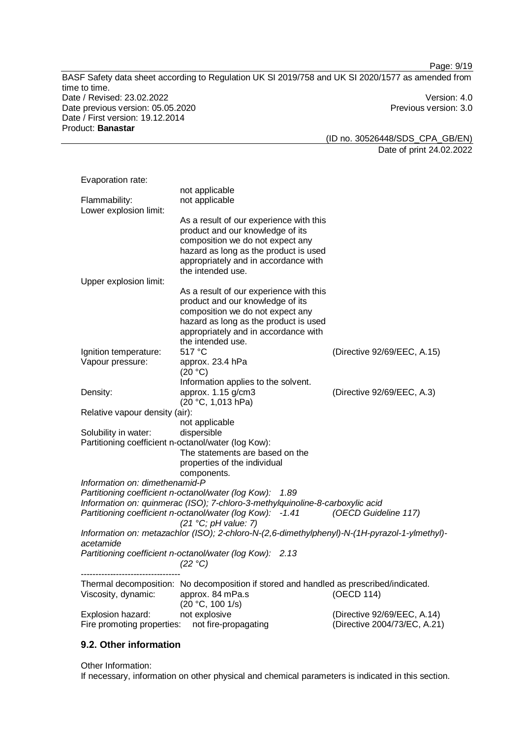Evaporation rate:
not applicable

Flammability: not applicable

Lower explosion limit:
As a result of our experience with this product and our knowledge of its composition we do not expect any hazard as long as the product is used appropriately and in accordance with the intended use.

Upper explosion limit:
As a result of our experience with this product and our knowledge of its composition we do not expect any hazard as long as the product is used appropriately and in accordance with the intended use.

Ignition temperature: 517 °C (Directive 92/69/EEC, A.15)

Vapour pressure: approx. 23.4 hPa (20 °C)
Information applies to the solvent.

Density: approx. 1.15 g/cm3 (20 °C, 1,013 hPa) (Directive 92/69/EEC, A.3)

Relative vapour density (air):
not applicable

Solubility in water: dispersible

Partitioning coefficient n-octanol/water (log Kow):
The statements are based on the properties of the individual components.

*Information on: dimethenamid-P*
*Partitioning coefficient n-octanol/water (log Kow): 1.89*
*Information on: quinmerac (ISO); 7-chloro-3-methylquinoline-8-carboxylic acid*
*Partitioning coefficient n-octanol/water (log Kow): -1.41 (21 °C; pH value: 7)* *(OECD Guideline 117)*
*Information on: metazachlor (ISO); 2-chloro-N-(2,6-dimethylphenyl)-N-(1H-pyrazol-1-ylmethyl)-acetamide*
*Partitioning coefficient n-octanol/water (log Kow): 2.13 (22 °C)*

----------------------------------

Thermal decomposition: No decomposition if stored and handled as prescribed/indicated.

Viscosity, dynamic: approx. 84 mPa.s (20 °C, 100 1/s) (OECD 114)

Explosion hazard: not explosive (Directive 92/69/EEC, A.14)

Fire promoting properties: not fire-propagating (Directive 2004/73/EC, A.21)

## 9.2. Other information

Other Information:
If necessary, information on other physical and chemical parameters is indicated in this section.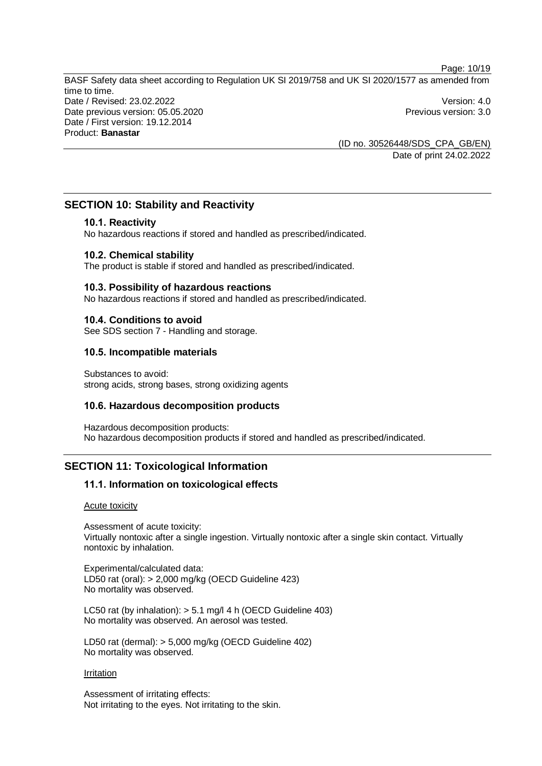## SECTION 10: Stability and Reactivity

### 10.1. Reactivity

No hazardous reactions if stored and handled as prescribed/indicated.

### 10.2. Chemical stability

The product is stable if stored and handled as prescribed/indicated.

### 10.3. Possibility of hazardous reactions

No hazardous reactions if stored and handled as prescribed/indicated.

### 10.4. Conditions to avoid

See SDS section 7 - Handling and storage.

### 10.5. Incompatible materials

Substances to avoid:
strong acids, strong bases, strong oxidizing agents

### 10.6. Hazardous decomposition products

Hazardous decomposition products:
No hazardous decomposition products if stored and handled as prescribed/indicated.

## SECTION 11: Toxicological Information

### 11.1. Information on toxicological effects

Acute toxicity

Assessment of acute toxicity:
Virtually nontoxic after a single ingestion. Virtually nontoxic after a single skin contact. Virtually nontoxic by inhalation.

Experimental/calculated data:
LD50 rat (oral): > 2,000 mg/kg (OECD Guideline 423)
No mortality was observed.

LC50 rat (by inhalation): > 5.1 mg/l 4 h (OECD Guideline 403)
No mortality was observed. An aerosol was tested.

LD50 rat (dermal): > 5,000 mg/kg (OECD Guideline 402)
No mortality was observed.

Irritation

Assessment of irritating effects:
Not irritating to the eyes. Not irritating to the skin.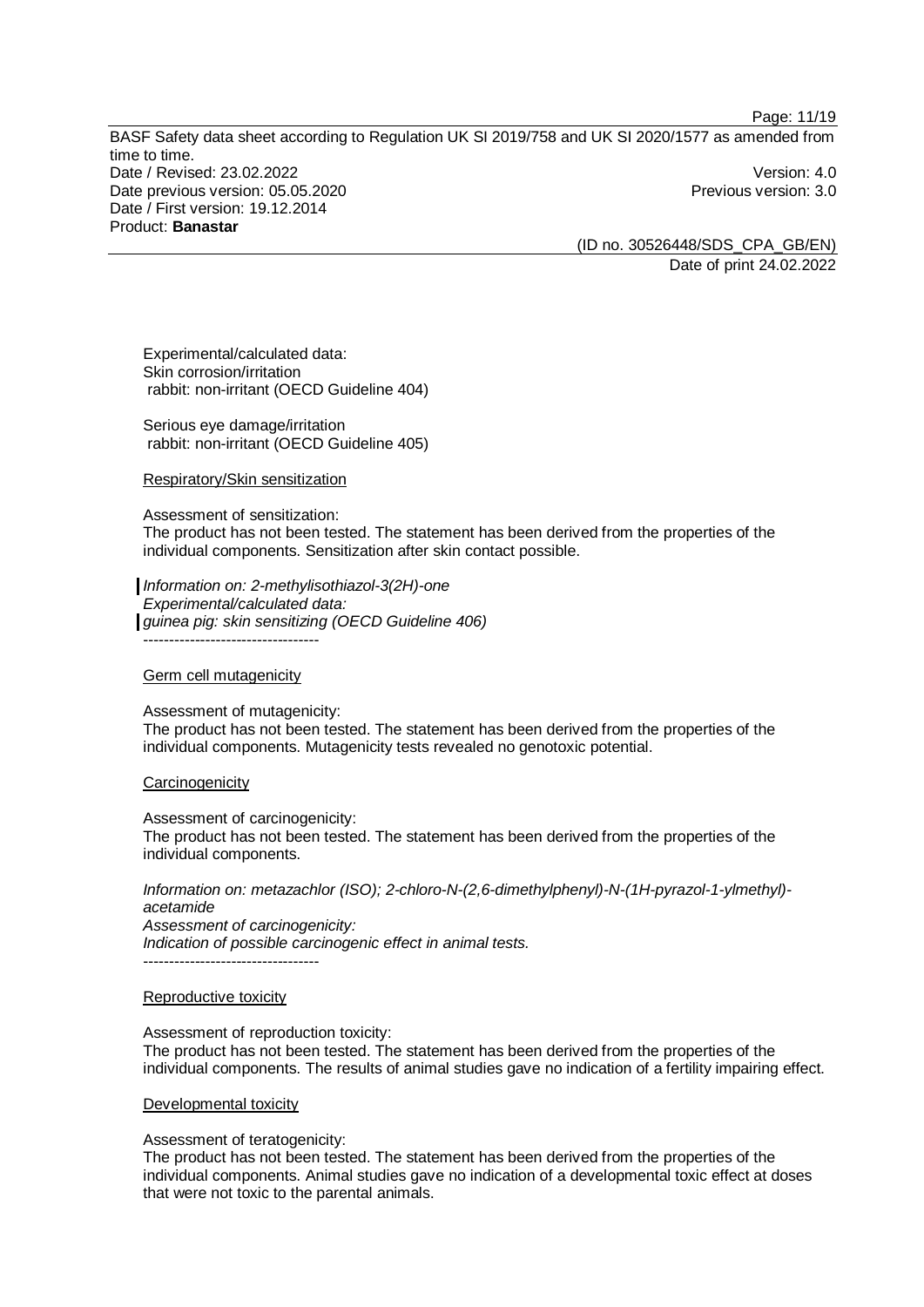Experimental/calculated data:
Skin corrosion/irritation
rabbit: non-irritant (OECD Guideline 404)

Serious eye damage/irritation
rabbit: non-irritant (OECD Guideline 405)

Respiratory/Skin sensitization

Assessment of sensitization:
The product has not been tested. The statement has been derived from the properties of the individual components. Sensitization after skin contact possible.

*Information on: 2-methylisothiazol-3(2H)-one*
*Experimental/calculated data:*
*guinea pig: skin sensitizing (OECD Guideline 406)*
----------------------------------

Germ cell mutagenicity

Assessment of mutagenicity:
The product has not been tested. The statement has been derived from the properties of the individual components. Mutagenicity tests revealed no genotoxic potential.

Carcinogenicity

Assessment of carcinogenicity:
The product has not been tested. The statement has been derived from the properties of the individual components.

*Information on: metazachlor (ISO); 2-chloro-N-(2,6-dimethylphenyl)-N-(1H-pyrazol-1-ylmethyl)-acetamide*
*Assessment of carcinogenicity:*
*Indication of possible carcinogenic effect in animal tests.*
----------------------------------

Reproductive toxicity

Assessment of reproduction toxicity:
The product has not been tested. The statement has been derived from the properties of the individual components. The results of animal studies gave no indication of a fertility impairing effect.

Developmental toxicity

Assessment of teratogenicity:
The product has not been tested. The statement has been derived from the properties of the individual components. Animal studies gave no indication of a developmental toxic effect at doses that were not toxic to the parental animals.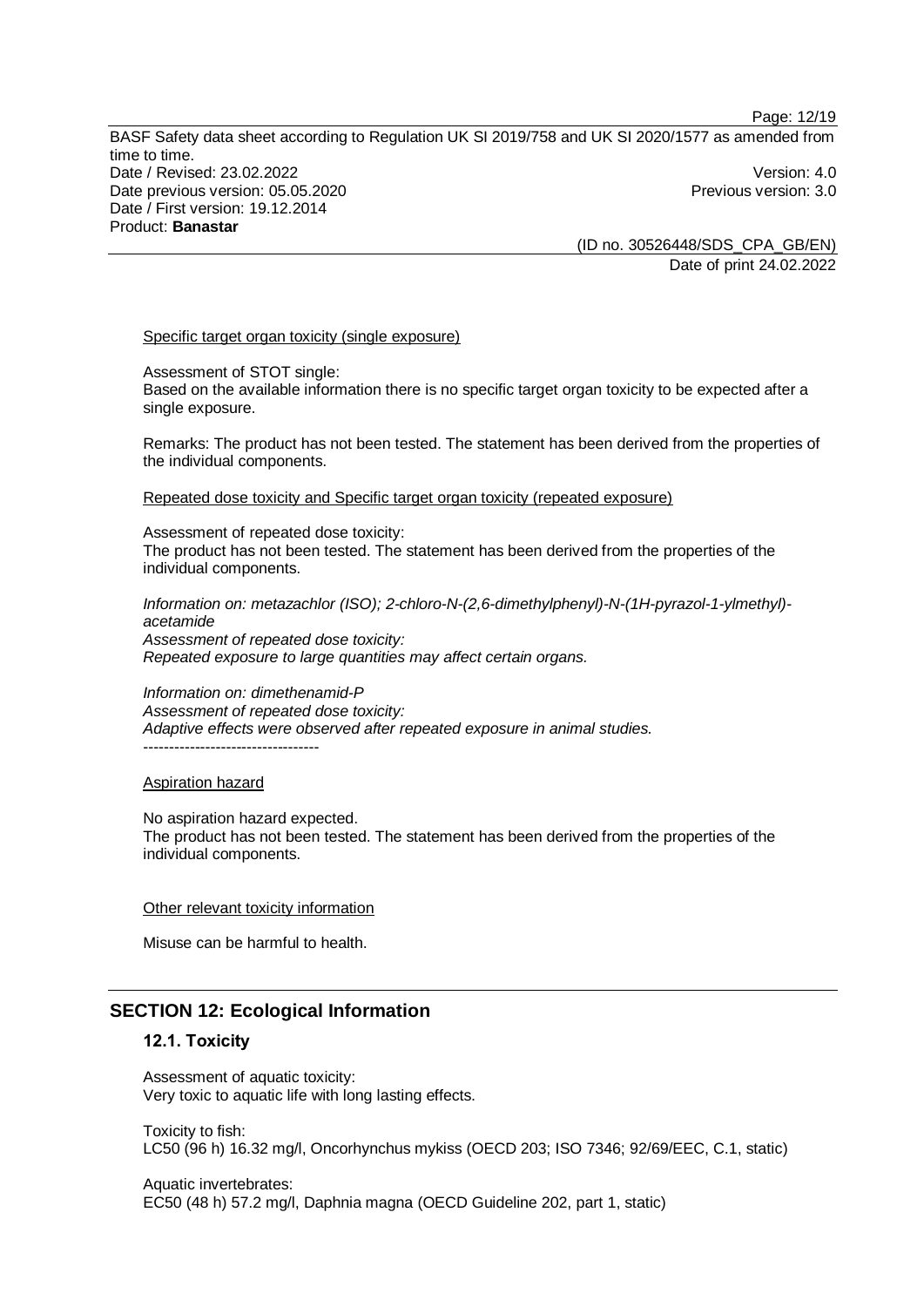Specific target organ toxicity (single exposure)

Assessment of STOT single:
Based on the available information there is no specific target organ toxicity to be expected after a single exposure.

Remarks: The product has not been tested. The statement has been derived from the properties of the individual components.

Repeated dose toxicity and Specific target organ toxicity (repeated exposure)

Assessment of repeated dose toxicity:
The product has not been tested. The statement has been derived from the properties of the individual components.

*Information on: metazachlor (ISO); 2-chloro-N-(2,6-dimethylphenyl)-N-(1H-pyrazol-1-ylmethyl)-acetamide*
*Assessment of repeated dose toxicity:*
*Repeated exposure to large quantities may affect certain organs.*

*Information on: dimethenamid-P*
*Assessment of repeated dose toxicity:*
*Adaptive effects were observed after repeated exposure in animal studies.*
----------------------------------

Aspiration hazard

No aspiration hazard expected.
The product has not been tested. The statement has been derived from the properties of the individual components.

Other relevant toxicity information

Misuse can be harmful to health.

## SECTION 12: Ecological Information

### 12.1. Toxicity

Assessment of aquatic toxicity:
Very toxic to aquatic life with long lasting effects.

Toxicity to fish:
LC50 (96 h) 16.32 mg/l, Oncorhynchus mykiss (OECD 203; ISO 7346; 92/69/EEC, C.1, static)

Aquatic invertebrates:
EC50 (48 h) 57.2 mg/l, Daphnia magna (OECD Guideline 202, part 1, static)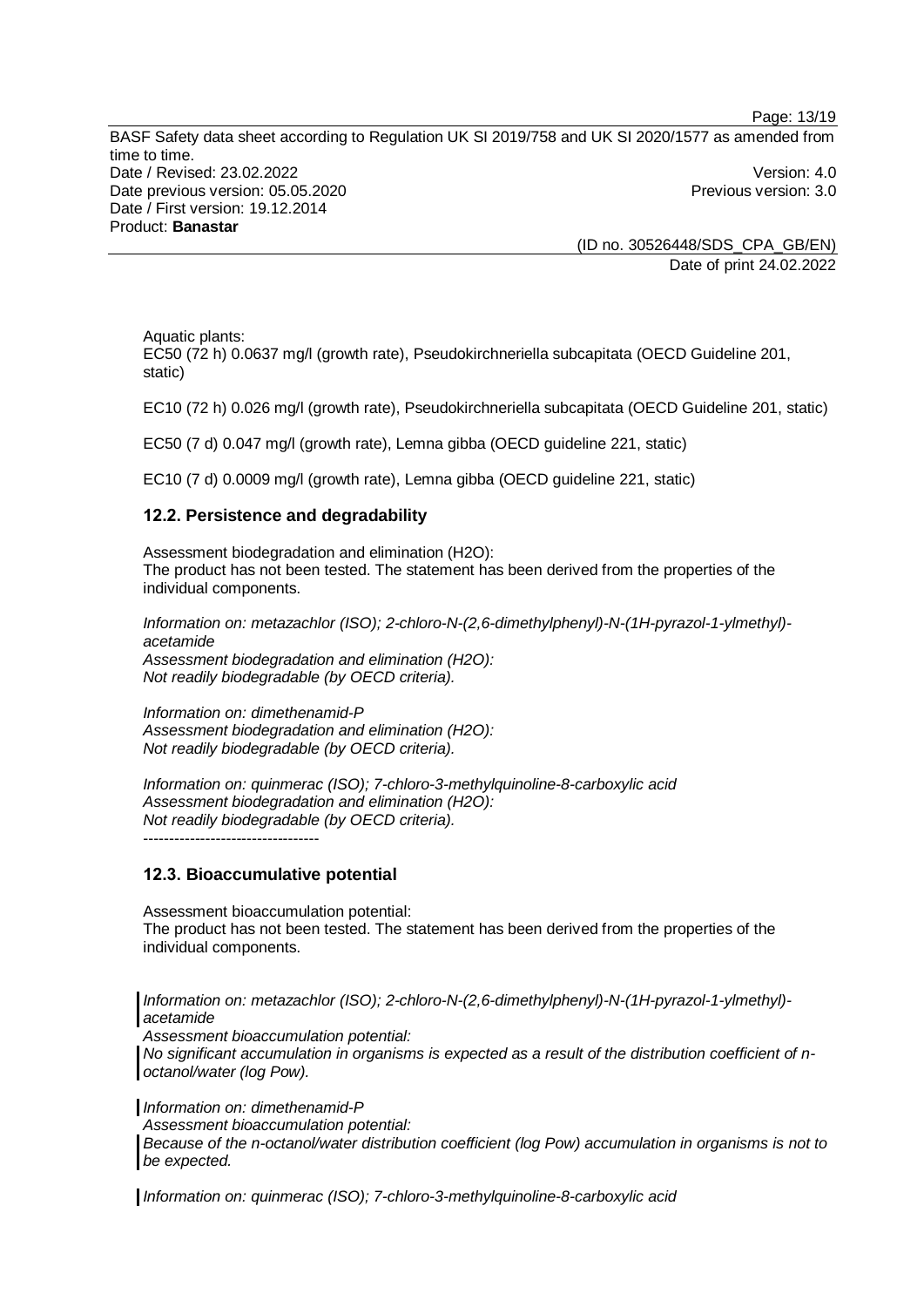Aquatic plants:
EC50 (72 h) 0.0637 mg/l (growth rate), Pseudokirchneriella subcapitata (OECD Guideline 201, static)

EC10 (72 h) 0.026 mg/l (growth rate), Pseudokirchneriella subcapitata (OECD Guideline 201, static)

EC50 (7 d) 0.047 mg/l (growth rate), Lemna gibba (OECD guideline 221, static)

EC10 (7 d) 0.0009 mg/l (growth rate), Lemna gibba (OECD guideline 221, static)

### 12.2. Persistence and degradability

Assessment biodegradation and elimination ($H_2O$):
The product has not been tested. The statement has been derived from the properties of the individual components.

*Information on: metazachlor (ISO); 2-chloro-N-(2,6-dimethylphenyl)-N-(1H-pyrazol-1-ylmethyl)-acetamide*
*Assessment biodegradation and elimination ($H_2O$):*
*Not readily biodegradable (by OECD criteria).*

*Information on: dimethenamid-P*
*Assessment biodegradation and elimination ($H_2O$):*
*Not readily biodegradable (by OECD criteria).*

*Information on: quinmerac (ISO); 7-chloro-3-methylquinoline-8-carboxylic acid*
*Assessment biodegradation and elimination ($H_2O$):*
*Not readily biodegradable (by OECD criteria).*
----------------------------------

### 12.3. Bioaccumulative potential

Assessment bioaccumulation potential:
The product has not been tested. The statement has been derived from the properties of the individual components.

*Information on: metazachlor (ISO); 2-chloro-N-(2,6-dimethylphenyl)-N-(1H-pyrazol-1-ylmethyl)-acetamide*
*Assessment bioaccumulation potential:*
*No significant accumulation in organisms is expected as a result of the distribution coefficient of n-octanol/water (log Pow).*

*Information on: dimethenamid-P*
*Assessment bioaccumulation potential:*
*Because of the n-octanol/water distribution coefficient (log Pow) accumulation in organisms is not to be expected.*

*Information on: quinmerac (ISO); 7-chloro-3-methylquinoline-8-carboxylic acid*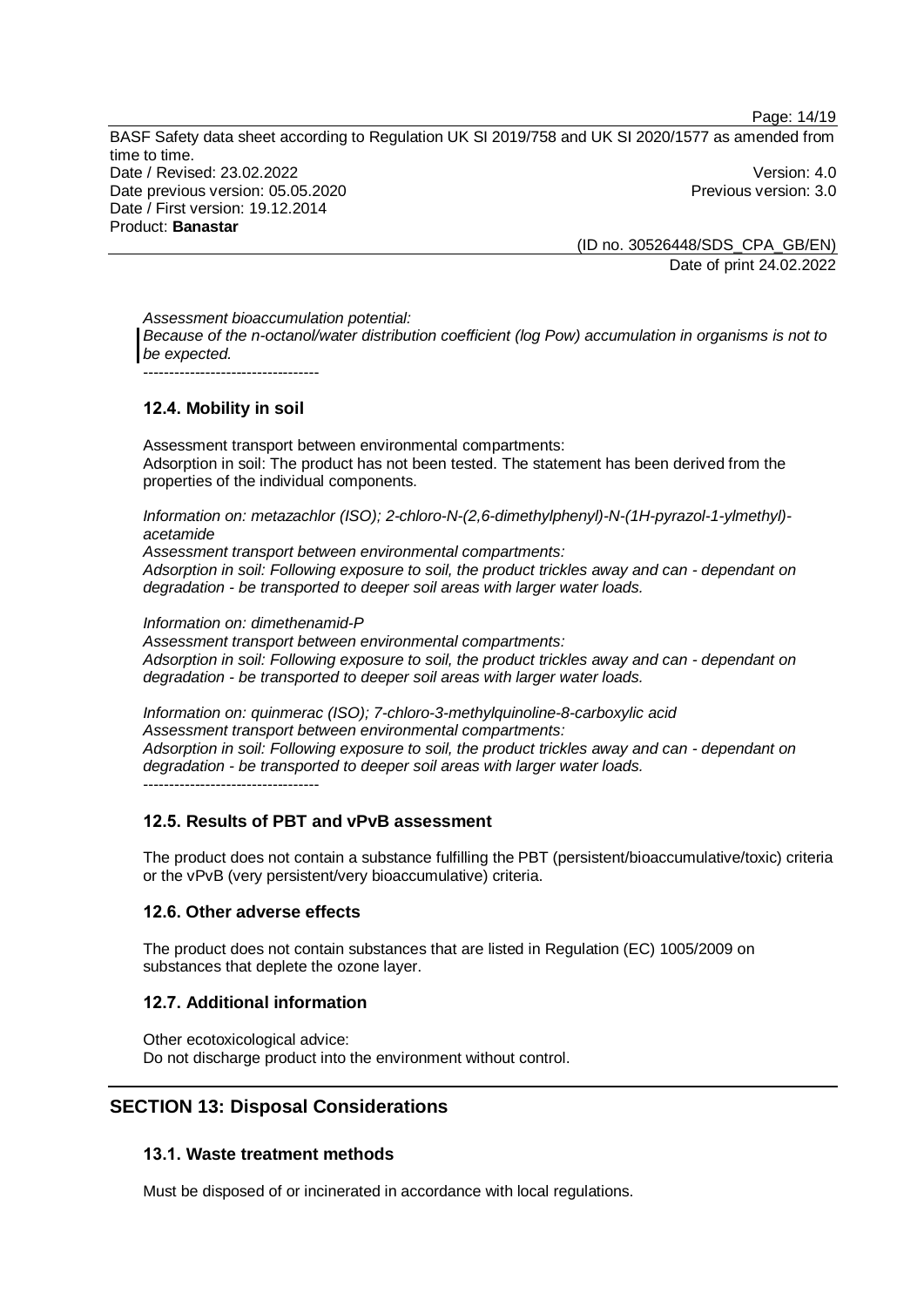*Assessment bioaccumulation potential:*
*Because of the n-octanol/water distribution coefficient (log Pow) accumulation in organisms is not to be expected.*

----------------------------------

### 12.4. Mobility in soil

Assessment transport between environmental compartments:
Adsorption in soil: The product has not been tested. The statement has been derived from the properties of the individual components.

*Information on: metazachlor (ISO); 2-chloro-N-(2,6-dimethylphenyl)-N-(1H-pyrazol-1-ylmethyl)-acetamide*
*Assessment transport between environmental compartments:*
*Adsorption in soil: Following exposure to soil, the product trickles away and can - dependant on degradation - be transported to deeper soil areas with larger water loads.*

*Information on: dimethenamid-P*
*Assessment transport between environmental compartments:*
*Adsorption in soil: Following exposure to soil, the product trickles away and can - dependant on degradation - be transported to deeper soil areas with larger water loads.*

*Information on: quinmerac (ISO); 7-chloro-3-methylquinoline-8-carboxylic acid*
*Assessment transport between environmental compartments:*
*Adsorption in soil: Following exposure to soil, the product trickles away and can - dependant on degradation - be transported to deeper soil areas with larger water loads.*

----------------------------------

### 12.5. Results of PBT and vPvB assessment

The product does not contain a substance fulfilling the PBT (persistent/bioaccumulative/toxic) criteria or the vPvB (very persistent/very bioaccumulative) criteria.

### 12.6. Other adverse effects

The product does not contain substances that are listed in Regulation (EC) 1005/2009 on substances that deplete the ozone layer.

### 12.7. Additional information

Other ecotoxicological advice:
Do not discharge product into the environment without control.

## SECTION 13: Disposal Considerations

### 13.1. Waste treatment methods

Must be disposed of or incinerated in accordance with local regulations.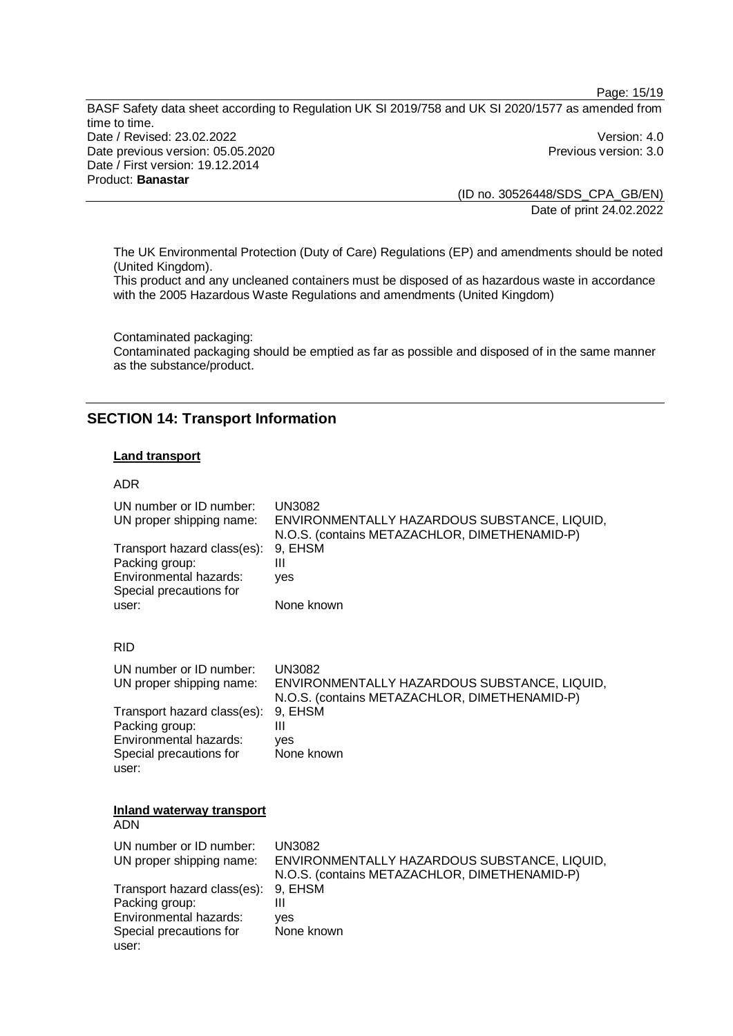The UK Environmental Protection (Duty of Care) Regulations (EP) and amendments should be noted (United Kingdom).
This product and any uncleaned containers must be disposed of as hazardous waste in accordance with the 2005 Hazardous Waste Regulations and amendments (United Kingdom)

Contaminated packaging:
Contaminated packaging should be emptied as far as possible and disposed of in the same manner as the substance/product.

## SECTION 14: Transport Information

**Land transport**

ADR

| | |
|---|---|
| UN number or ID number: | UN3082 |
| UN proper shipping name: | ENVIRONMENTALLY HAZARDOUS SUBSTANCE, LIQUID, N.O.S. (contains METAZACHLOR, DIMETHENAMID-P) |
| Transport hazard class(es): | 9, EHSM |
| Packing group: | III |
| Environmental hazards: | yes |
| Special precautions for user: | None known |

RID

| | |
|---|---|
| UN number or ID number: | UN3082 |
| UN proper shipping name: | ENVIRONMENTALLY HAZARDOUS SUBSTANCE, LIQUID, N.O.S. (contains METAZACHLOR, DIMETHENAMID-P) |
| Transport hazard class(es): | 9, EHSM |
| Packing group: | III |
| Environmental hazards: | yes |
| Special precautions for user: | None known |

**Inland waterway transport**

ADN

| | |
|---|---|
| UN number or ID number: | UN3082 |
| UN proper shipping name: | ENVIRONMENTALLY HAZARDOUS SUBSTANCE, LIQUID, N.O.S. (contains METAZACHLOR, DIMETHENAMID-P) |
| Transport hazard class(es): | 9, EHSM |
| Packing group: | III |
| Environmental hazards: | yes |
| Special precautions for user: | None known |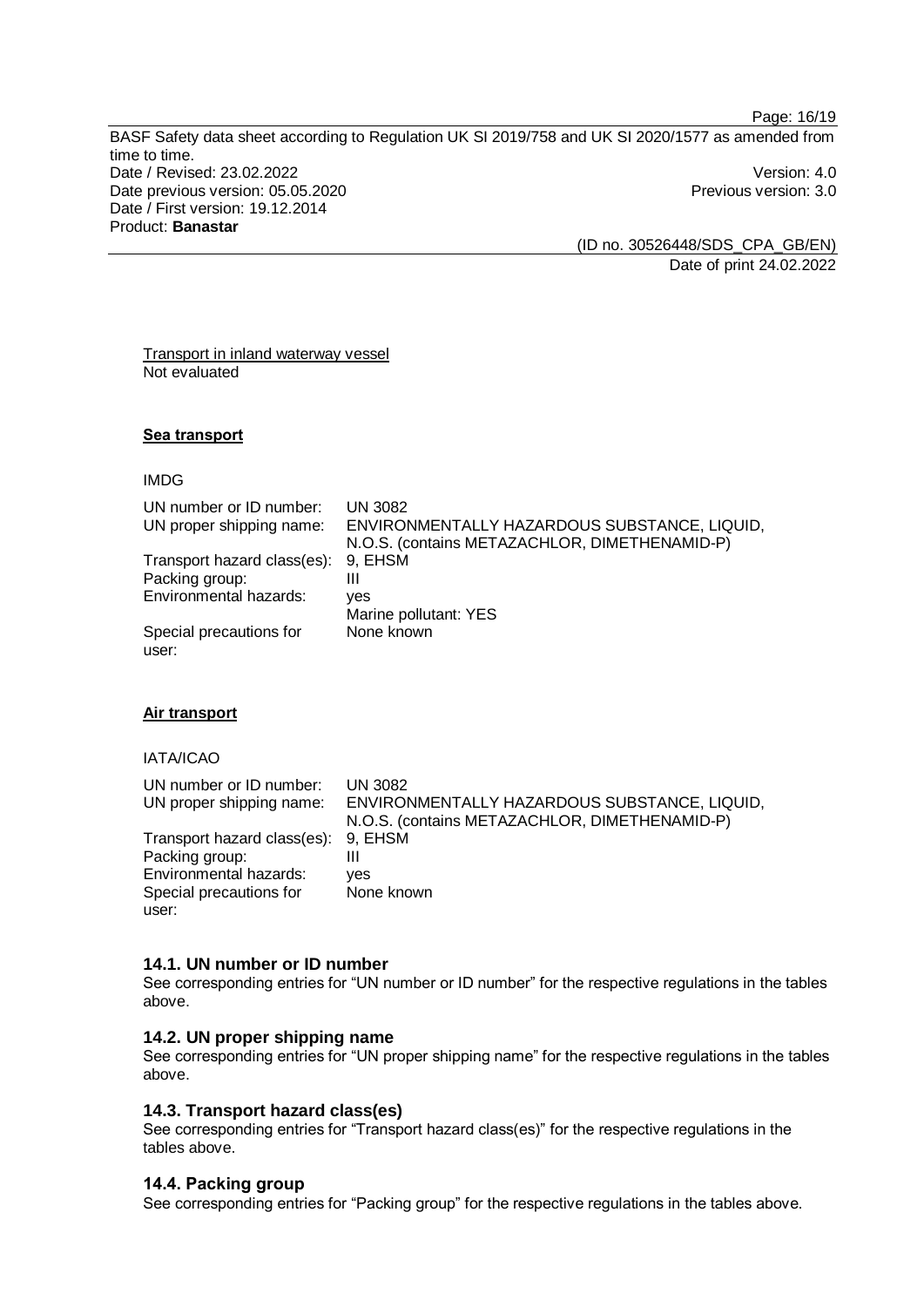Transport in inland waterway vessel
Not evaluated

**Sea transport**

IMDG

| | |
|---|---|
| UN number or ID number: | UN 3082 |
| UN proper shipping name: | ENVIRONMENTALLY HAZARDOUS SUBSTANCE, LIQUID, N.O.S. (contains METAZACHLOR, DIMETHENAMID-P) |
| Transport hazard class(es): | 9, EHSM |
| Packing group: | III |
| Environmental hazards: | yes<br>Marine pollutant: YES |
| Special precautions for user: | None known |

**Air transport**

IATA/ICAO

| | |
|---|---|
| UN number or ID number: | UN 3082 |
| UN proper shipping name: | ENVIRONMENTALLY HAZARDOUS SUBSTANCE, LIQUID, N.O.S. (contains METAZACHLOR, DIMETHENAMID-P) |
| Transport hazard class(es): | 9, EHSM |
| Packing group: | III |
| Environmental hazards: | yes |
| Special precautions for user: | None known |

### 14.1. UN number or ID number

See corresponding entries for "UN number or ID number" for the respective regulations in the tables above.

### 14.2. UN proper shipping name

See corresponding entries for "UN proper shipping name" for the respective regulations in the tables above.

### 14.3. Transport hazard class(es)

See corresponding entries for "Transport hazard class(es)" for the respective regulations in the tables above.

### 14.4. Packing group

See corresponding entries for "Packing group" for the respective regulations in the tables above.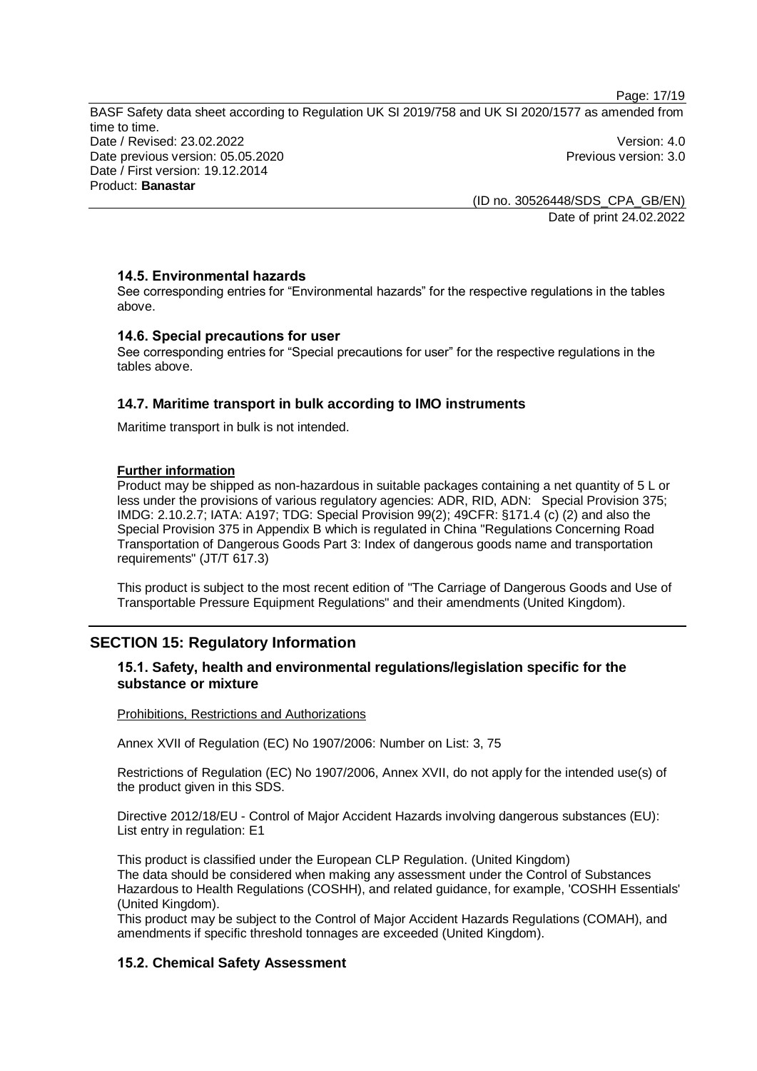### 14.5. Environmental hazards

See corresponding entries for "Environmental hazards" for the respective regulations in the tables above.

### 14.6. Special precautions for user

See corresponding entries for "Special precautions for user" for the respective regulations in the tables above.

### 14.7. Maritime transport in bulk according to IMO instruments

Maritime transport in bulk is not intended.

**Further information**

Product may be shipped as non-hazardous in suitable packages containing a net quantity of 5 L or less under the provisions of various regulatory agencies: ADR, RID, ADN: Special Provision 375; IMDG: 2.10.2.7; IATA: A197; TDG: Special Provision 99(2); 49CFR: §171.4 (c) (2) and also the Special Provision 375 in Appendix B which is regulated in China "Regulations Concerning Road Transportation of Dangerous Goods Part 3: Index of dangerous goods name and transportation requirements" (JT/T 617.3)

This product is subject to the most recent edition of "The Carriage of Dangerous Goods and Use of Transportable Pressure Equipment Regulations" and their amendments (United Kingdom).

## SECTION 15: Regulatory Information

### 15.1. Safety, health and environmental regulations/legislation specific for the substance or mixture

Prohibitions, Restrictions and Authorizations

Annex XVII of Regulation (EC) No 1907/2006: Number on List: 3, 75

Restrictions of Regulation (EC) No 1907/2006, Annex XVII, do not apply for the intended use(s) of the product given in this SDS.

Directive 2012/18/EU - Control of Major Accident Hazards involving dangerous substances (EU): List entry in regulation: E1

This product is classified under the European CLP Regulation. (United Kingdom)
The data should be considered when making any assessment under the Control of Substances Hazardous to Health Regulations (COSHH), and related guidance, for example, 'COSHH Essentials' (United Kingdom).
This product may be subject to the Control of Major Accident Hazards Regulations (COMAH), and amendments if specific threshold tonnages are exceeded (United Kingdom).

### 15.2. Chemical Safety Assessment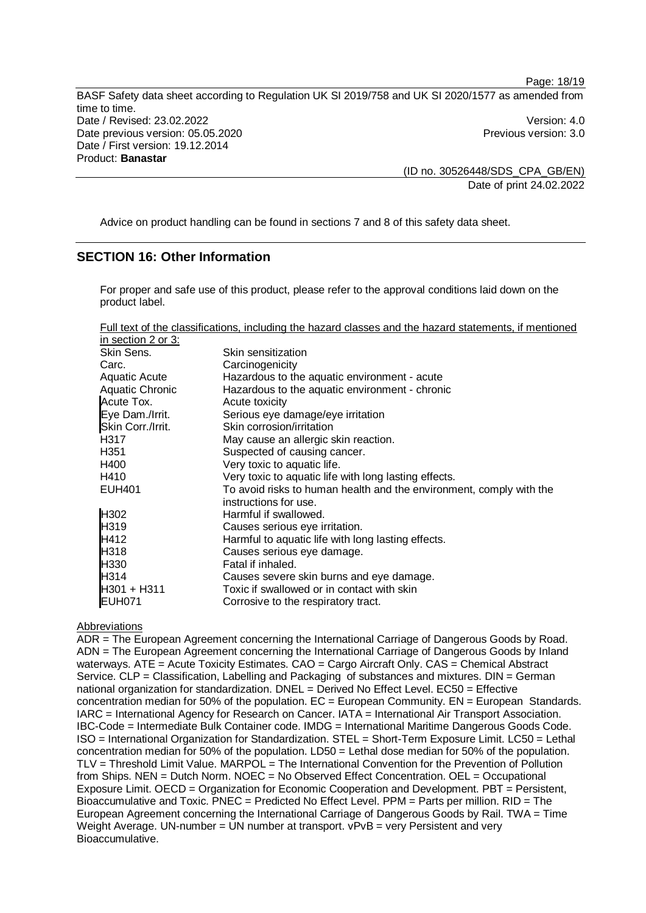Advice on product handling can be found in sections 7 and 8 of this safety data sheet.

## SECTION 16: Other Information

For proper and safe use of this product, please refer to the approval conditions laid down on the product label.

Full text of the classifications, including the hazard classes and the hazard statements, if mentioned in section 2 or 3:

| | |
|---|---|
| Skin Sens. | Skin sensitization |
| Carc. | Carcinogenicity |
| Aquatic Acute | Hazardous to the aquatic environment - acute |
| Aquatic Chronic | Hazardous to the aquatic environment - chronic |
| Acute Tox. | Acute toxicity |
| Eye Dam./Irrit. | Serious eye damage/eye irritation |
| Skin Corr./Irrit. | Skin corrosion/irritation |
| H317 | May cause an allergic skin reaction. |
| H351 | Suspected of causing cancer. |
| H400 | Very toxic to aquatic life. |
| H410 | Very toxic to aquatic life with long lasting effects. |
| EUH401 | To avoid risks to human health and the environment, comply with the instructions for use. |
| H302 | Harmful if swallowed. |
| H319 | Causes serious eye irritation. |
| H412 | Harmful to aquatic life with long lasting effects. |
| H318 | Causes serious eye damage. |
| H330 | Fatal if inhaled. |
| H314 | Causes severe skin burns and eye damage. |
| H301 + H311 | Toxic if swallowed or in contact with skin |
| EUH071 | Corrosive to the respiratory tract. |

Abbreviations

ADR = The European Agreement concerning the International Carriage of Dangerous Goods by Road. ADN = The European Agreement concerning the International Carriage of Dangerous Goods by Inland waterways. ATE = Acute Toxicity Estimates. CAO = Cargo Aircraft Only. CAS = Chemical Abstract Service. CLP = Classification, Labelling and Packaging of substances and mixtures. DIN = German national organization for standardization. DNEL = Derived No Effect Level. EC50 = Effective concentration median for 50% of the population. EC = European Community. EN = European Standards. IARC = International Agency for Research on Cancer. IATA = International Air Transport Association. IBC-Code = Intermediate Bulk Container code. IMDG = International Maritime Dangerous Goods Code. ISO = International Organization for Standardization. STEL = Short-Term Exposure Limit. LC50 = Lethal concentration median for 50% of the population. LD50 = Lethal dose median for 50% of the population. TLV = Threshold Limit Value. MARPOL = The International Convention for the Prevention of Pollution from Ships. NEN = Dutch Norm. NOEC = No Observed Effect Concentration. OEL = Occupational Exposure Limit. OECD = Organization for Economic Cooperation and Development. PBT = Persistent, Bioaccumulative and Toxic. PNEC = Predicted No Effect Level. PPM = Parts per million. RID = The European Agreement concerning the International Carriage of Dangerous Goods by Rail. TWA = Time Weight Average. UN-number = UN number at transport. vPvB = very Persistent and very Bioaccumulative.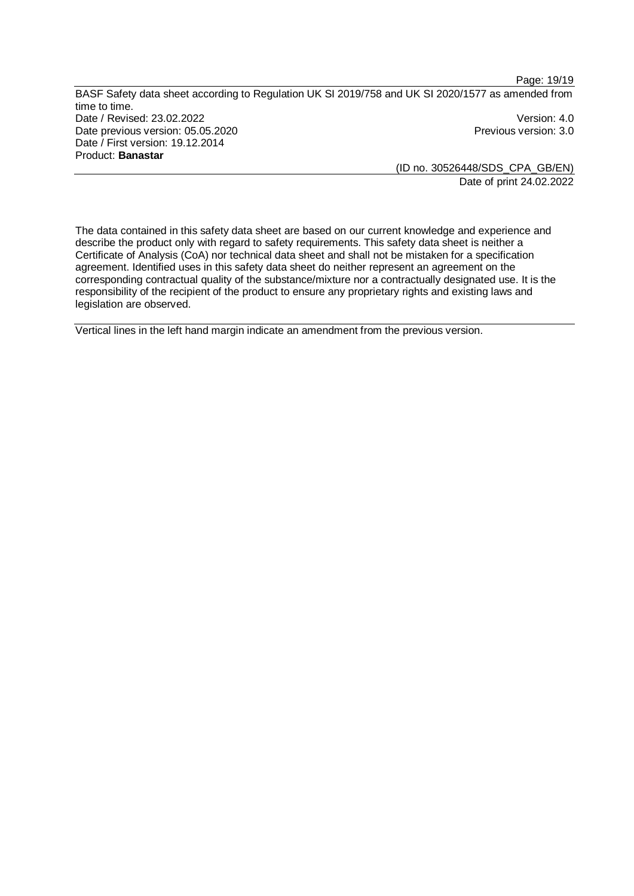The data contained in this safety data sheet are based on our current knowledge and experience and describe the product only with regard to safety requirements. This safety data sheet is neither a Certificate of Analysis (CoA) nor technical data sheet and shall not be mistaken for a specification agreement. Identified uses in this safety data sheet do neither represent an agreement on the corresponding contractual quality of the substance/mixture nor a contractually designated use. It is the responsibility of the recipient of the product to ensure any proprietary rights and existing laws and legislation are observed.

---

Vertical lines in the left hand margin indicate an amendment from the previous version.